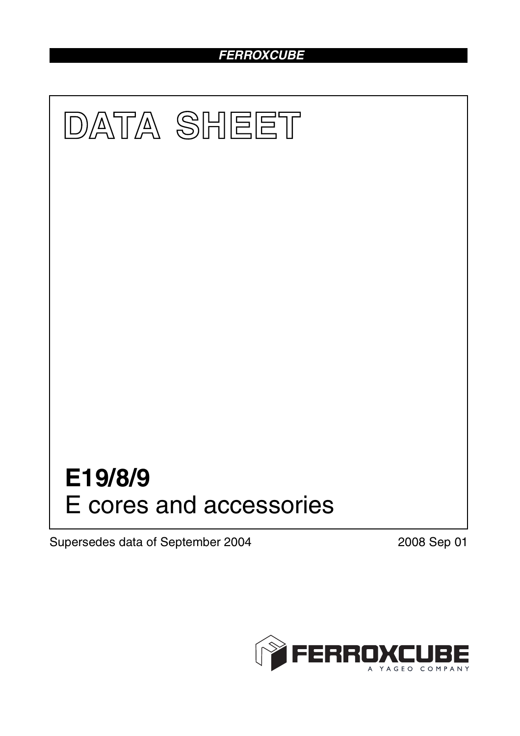FERROXCUBE

# DATA SHEET

# E19/8/9
E cores and accessories

Supersedes data of September 2004

2008 Sep 01

FERROXCUBE
A YAGEO COMPANY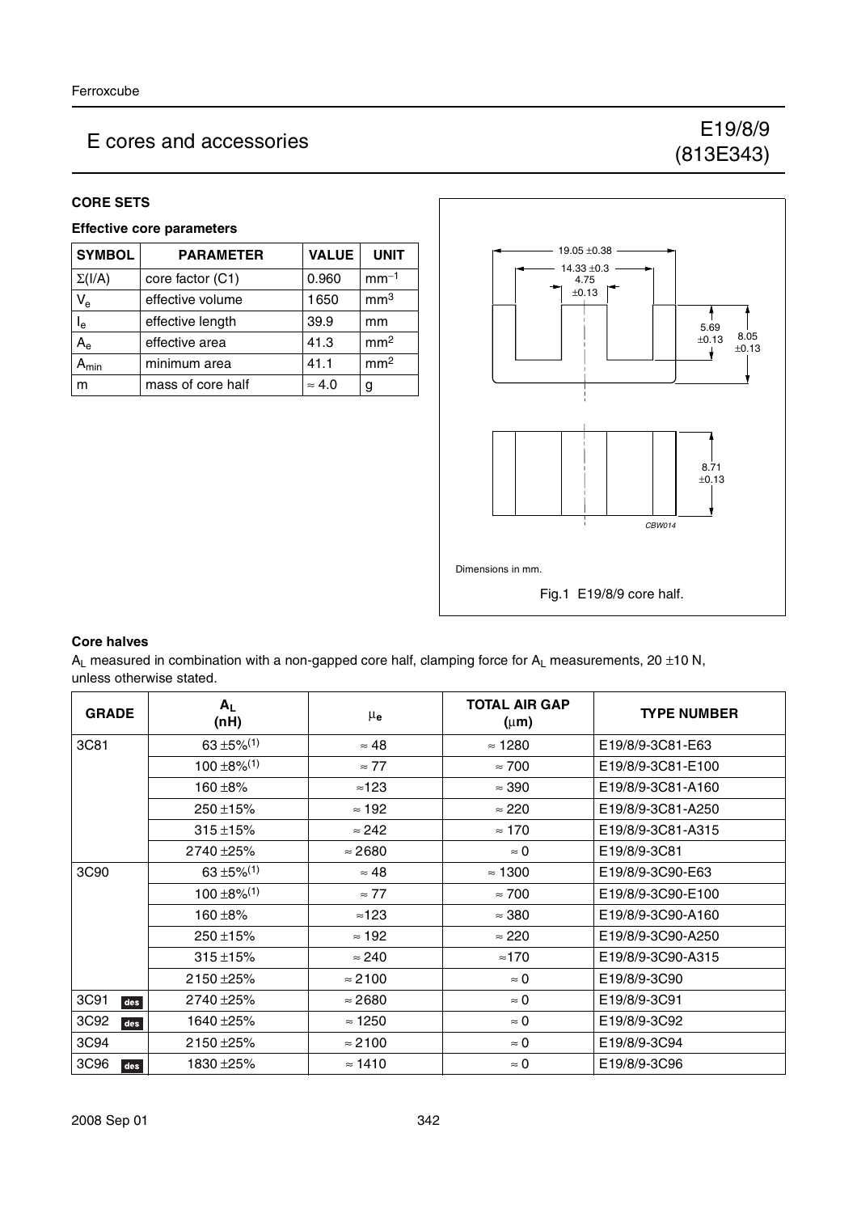Ferroxcube

# E cores and accessories

## E19/8/9 (813E343)

### CORE SETS

#### Effective core parameters

| SYMBOL | PARAMETER | VALUE | UNIT |
|---|---|---|---|
| $\Sigma(l/A)$ | core factor (C1) | 0.960 | $mm^{-1}$ |
| $V_e$ | effective volume | 1650 | $mm^3$ |
| $l_e$ | effective length | 39.9 | mm |
| $A_e$ | effective area | 41.3 | $mm^2$ |
| $A_{min}$ | minimum area | 41.1 | $mm^2$ |
| m | mass of core half | ≈ 4.0 | g |

Dimensions in mm.

Fig.1 E19/8/9 core half.

#### Core halves

$A_L$ measured in combination with a non-gapped core half, clamping force for $A_L$ measurements, 20 ±10 N, unless otherwise stated.

| GRADE | $A_L$ (nH) | $\mu_e$ | TOTAL AIR GAP (μm) | TYPE NUMBER |
|---|---|---|---|---|
| 3C81 | 63 ±5%(1) | ≈ 48 | ≈ 1280 | E19/8/9-3C81-E63 |
| | 100 ±8%(1) | ≈ 77 | ≈ 700 | E19/8/9-3C81-E100 |
| | 160 ±8% | ≈123 | ≈ 390 | E19/8/9-3C81-A160 |
| | 250 ±15% | ≈ 192 | ≈ 220 | E19/8/9-3C81-A250 |
| | 315 ±15% | ≈ 242 | ≈ 170 | E19/8/9-3C81-A315 |
| | 2740 ±25% | ≈ 2680 | ≈ 0 | E19/8/9-3C81 |
| 3C90 | 63 ±5%(1) | ≈ 48 | ≈ 1300 | E19/8/9-3C90-E63 |
| | 100 ±8%(1) | ≈ 77 | ≈ 700 | E19/8/9-3C90-E100 |
| | 160 ±8% | ≈123 | ≈ 380 | E19/8/9-3C90-A160 |
| | 250 ±15% | ≈ 192 | ≈ 220 | E19/8/9-3C90-A250 |
| | 315 ±15% | ≈ 240 | ≈170 | E19/8/9-3C90-A315 |
| | 2150 ±25% | ≈ 2100 | ≈ 0 | E19/8/9-3C90 |
| 3C91 des | 2740 ±25% | ≈ 2680 | ≈ 0 | E19/8/9-3C91 |
| 3C92 des | 1640 ±25% | ≈ 1250 | ≈ 0 | E19/8/9-3C92 |
| 3C94 | 2150 ±25% | ≈ 2100 | ≈ 0 | E19/8/9-3C94 |
| 3C96 des | 1830 ±25% | ≈ 1410 | ≈ 0 | E19/8/9-3C96 |

2008 Sep 01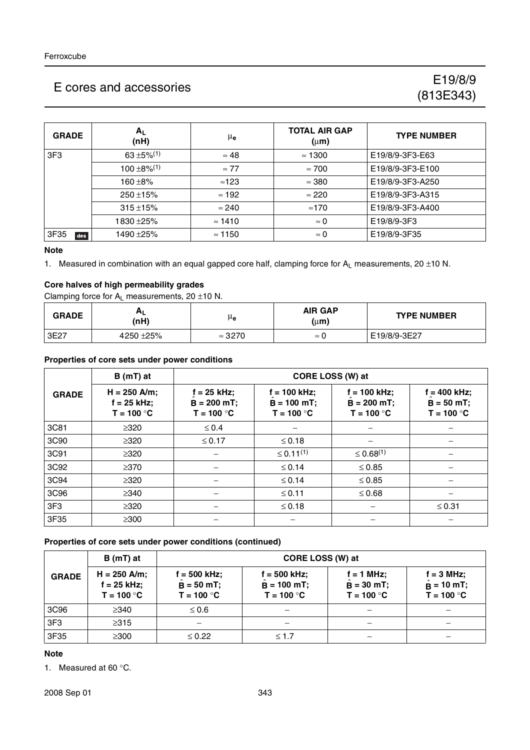# E cores and accessories

## E19/8/9 (813E343)

| GRADE | $A_L$ (nH) | $\mu_e$ | TOTAL AIR GAP (μm) | TYPE NUMBER |
|---|---|---|---|---|
| 3F3 | 63 ±5%(1) | ≈ 48 | ≈ 1300 | E19/8/9-3F3-E63 |
| | 100 ±8%(1) | ≈ 77 | ≈ 700 | E19/8/9-3F3-E100 |
| | 160 ±8% | ≈123 | ≈ 380 | E19/8/9-3F3-A250 |
| | 250 ±15% | ≈ 192 | ≈ 220 | E19/8/9-3F3-A315 |
| | 315 ±15% | ≈ 240 | ≈170 | E19/8/9-3F3-A400 |
| | 1830 ±25% | ≈ 1410 | ≈ 0 | E19/8/9-3F3 |
| 3F35 des | 1490 ±25% | ≈ 1150 | ≈ 0 | E19/8/9-3F35 |

**Note**

1. Measured in combination with an equal gapped core half, clamping force for $A_L$ measurements, 20 ±10 N.

**Core halves of high permeability grades**

Clamping force for $A_L$ measurements, 20 ±10 N.

| GRADE | $A_L$ (nH) | $\mu_e$ | AIR GAP (μm) | TYPE NUMBER |
|---|---|---|---|---|
| 3E27 | 4250 ±25% | ≈ 3270 | ≈ 0 | E19/8/9-3E27 |

**Properties of core sets under power conditions**

| GRADE | B (mT) at | CORE LOSS (W) at | | | |
|---|---|---|---|---|---|
| | H = 250 A/m; f = 25 kHz; T = 100 °C | f = 25 kHz; $\hat{B}$ = 200 mT; T = 100 °C | f = 100 kHz; $\hat{B}$ = 100 mT; T = 100 °C | f = 100 kHz; $\hat{B}$ = 200 mT; T = 100 °C | f = 400 kHz; $\hat{B}$ = 50 mT; T = 100 °C |
| 3C81 | ≥320 | ≤ 0.4 | − | − | − |
| 3C90 | ≥320 | ≤ 0.17 | ≤ 0.18 | − | − |
| 3C91 | ≥320 | − | ≤ 0.11(1) | ≤ 0.68(1) | − |
| 3C92 | ≥370 | − | ≤ 0.14 | ≤ 0.85 | − |
| 3C94 | ≥320 | − | ≤ 0.14 | ≤ 0.85 | − |
| 3C96 | ≥340 | − | ≤ 0.11 | ≤ 0.68 | − |
| 3F3 | ≥320 | − | ≤ 0.18 | − | ≤ 0.31 |
| 3F35 | ≥300 | − | − | − | − |

**Properties of core sets under power conditions (continued)**

| GRADE | B (mT) at | CORE LOSS (W) at | | | |
|---|---|---|---|---|---|
| | H = 250 A/m; f = 25 kHz; T = 100 °C | f = 500 kHz; $\hat{B}$ = 50 mT; T = 100 °C | f = 500 kHz; $\hat{B}$ = 100 mT; T = 100 °C | f = 1 MHz; $\hat{B}$ = 30 mT; T = 100 °C | f = 3 MHz; $\hat{B}$ = 10 mT; T = 100 °C |
| 3C96 | ≥340 | ≤ 0.6 | − | − | − |
| 3F3 | ≥315 | − | − | − | − |
| 3F35 | ≥300 | ≤ 0.22 | ≤ 1.7 | − | − |

**Note**

1. Measured at 60 °C.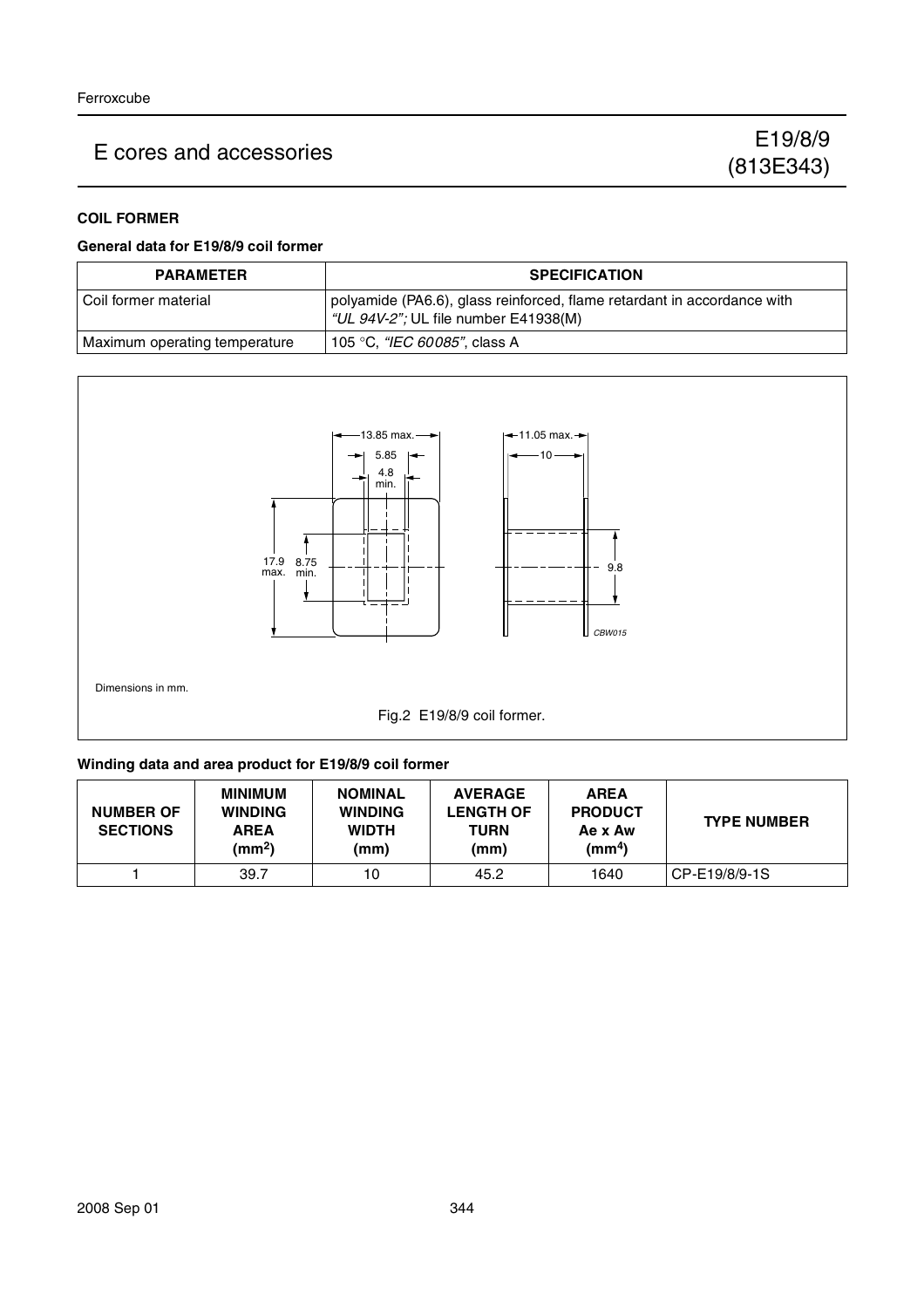### COIL FORMER

#### General data for E19/8/9 coil former

| PARAMETER | SPECIFICATION |
|---|---|
| Coil former material | polyamide (PA6.6), glass reinforced, flame retardant in accordance with *"UL 94V-2";* UL file number E41938(M) |
| Maximum operating temperature | 105 °C, *"IEC 60085"*, class A |

Dimensions in mm.

Fig.2 E19/8/9 coil former.

#### Winding data and area product for E19/8/9 coil former

| NUMBER OF SECTIONS | MINIMUM WINDING AREA ($mm^2$) | NOMINAL WINDING WIDTH (mm) | AVERAGE LENGTH OF TURN (mm) | AREA PRODUCT Ae x Aw ($mm^4$) | TYPE NUMBER |
|---|---|---|---|---|---|
| 1 | 39.7 | 10 | 45.2 | 1640 | CP-E19/8/9-1S |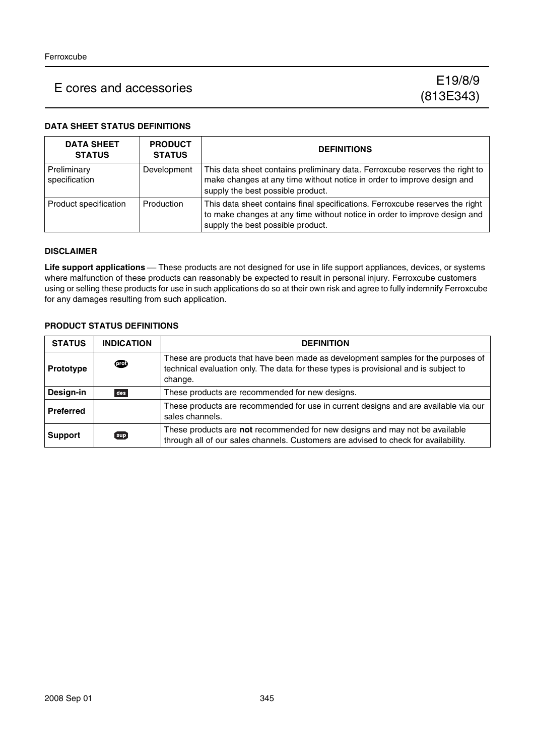## DATA SHEET STATUS DEFINITIONS

| DATA SHEET STATUS | PRODUCT STATUS | DEFINITIONS |
|---|---|---|
| Preliminary specification | Development | This data sheet contains preliminary data. Ferroxcube reserves the right to make changes at any time without notice in order to improve design and supply the best possible product. |
| Product specification | Production | This data sheet contains final specifications. Ferroxcube reserves the right to make changes at any time without notice in order to improve design and supply the best possible product. |

## DISCLAIMER

**Life support applications** — These products are not designed for use in life support appliances, devices, or systems where malfunction of these products can reasonably be expected to result in personal injury. Ferroxcube customers using or selling these products for use in such applications do so at their own risk and agree to fully indemnify Ferroxcube for any damages resulting from such application.

## PRODUCT STATUS DEFINITIONS

| STATUS | INDICATION | DEFINITION |
|---|---|---|
| **Prototype** | prot | These are products that have been made as development samples for the purposes of technical evaluation only. The data for these types is provisional and is subject to change. |
| **Design-in** | des | These products are recommended for new designs. |
| **Preferred** | | These products are recommended for use in current designs and are available via our sales channels. |
| **Support** | sup | These products are **not** recommended for new designs and may not be available through all of our sales channels. Customers are advised to check for availability. |